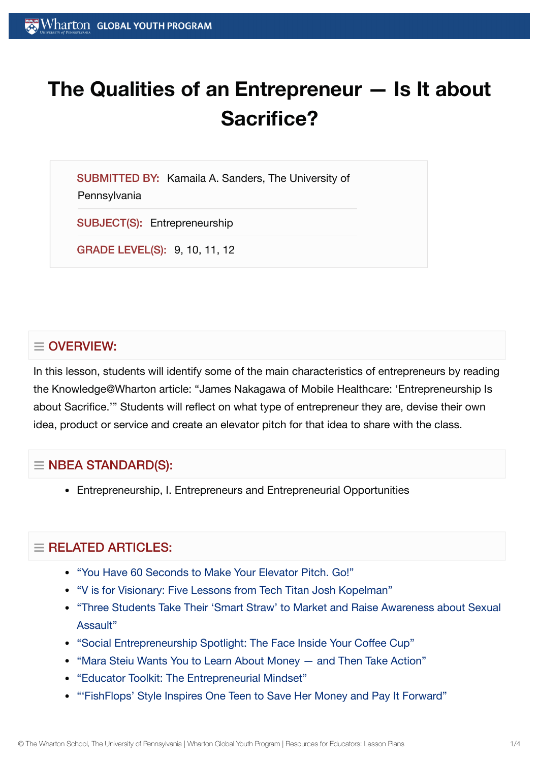# The Qualities of an Entrepreneur — Is It about Sacrifice?

SUBMITTED BY: Kamaila A. Sanders, The University of Pennsylvania

SUBJECT(S): Entrepreneurship

GRADE LEVEL(S): 9, 10, 11, 12

## OVERVIEW:

In this lesson, students will identify some of the main characteristics of entrepreneurs by reading the Knowledge@Wharton article: "James Nakagawa of Mobile Healthcare: 'Entrepreneurship Is about Sacrifice.'" Students will reflect on what type of entrepreneur they are, devise their own idea, product or service and create an elevator pitch for that idea to share with the class.

## NBEA STANDARD(S):

- Entrepreneurship, I. Entrepreneurs and Entrepreneurial Opportunities

## RELATED ARTICLES:

- "You Have 60 Seconds to Make Your Elevator Pitch. Go!"
- "V is for Visionary: Five Lessons from Tech Titan Josh Kopelman"
- "Three Students Take Their 'Smart Straw' to Market and Raise Awareness about Sexual Assault"
- "Social Entrepreneurship Spotlight: The Face Inside Your Coffee Cup"
- "Mara Steiu Wants You to Learn About Money — and Then Take Action"
- "Educator Toolkit: The Entrepreneurial Mindset"
- "'FishFlops' Style Inspires One Teen to Save Her Money and Pay It Forward"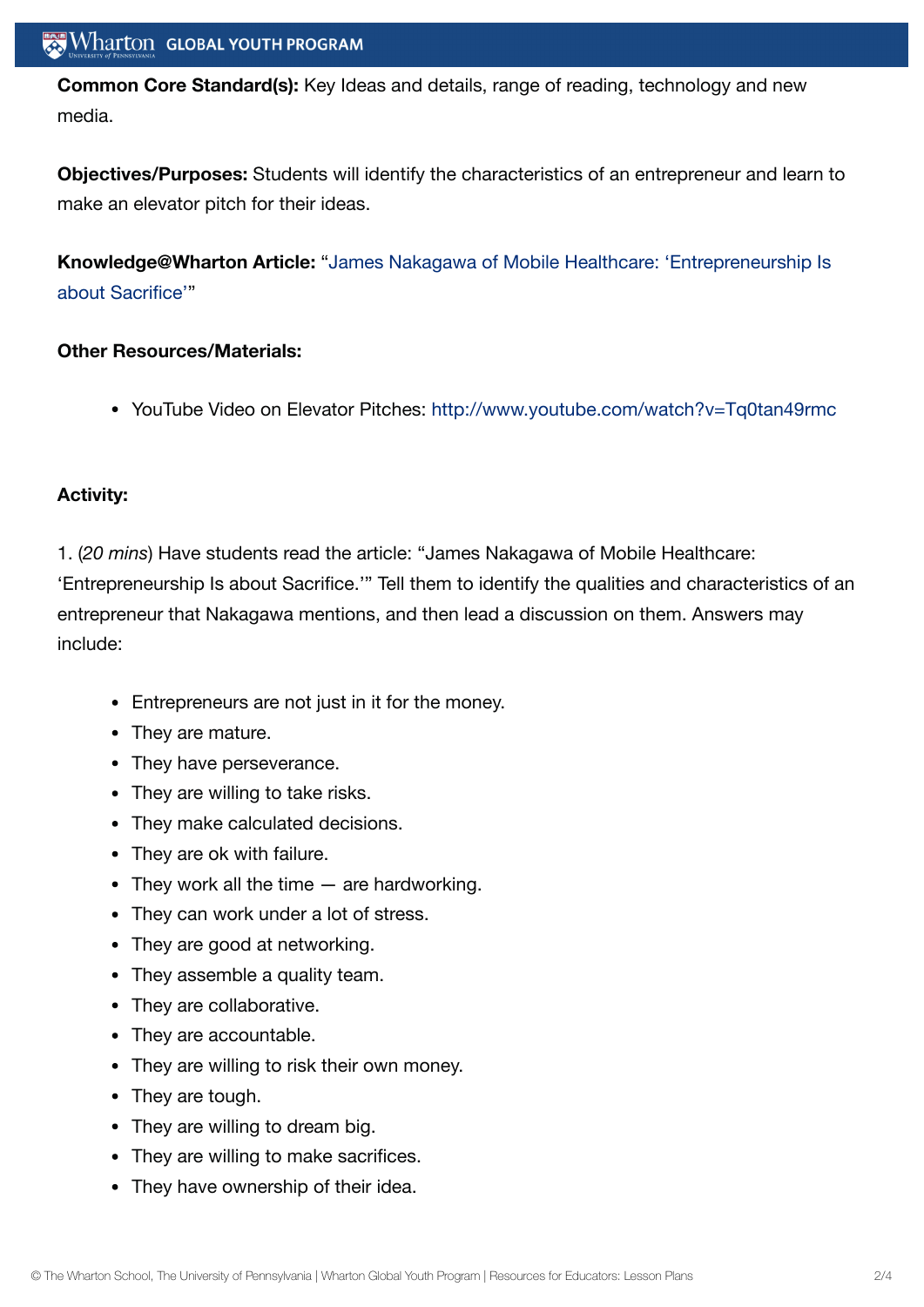**Common Core Standard(s):** Key Ideas and details, range of reading, technology and new media.

**Objectives/Purposes:** Students will identify the characteristics of an entrepreneur and learn to make an elevator pitch for their ideas.

**Knowledge@Wharton Article:** "James Nakagawa of Mobile Healthcare: 'Entrepreneurship Is about Sacrifice'"

**Other Resources/Materials:**

- YouTube Video on Elevator Pitches: http://www.youtube.com/watch?v=Tq0tan49rmc

**Activity:**

1. (*20 mins*) Have students read the article: "James Nakagawa of Mobile Healthcare: 'Entrepreneurship Is about Sacrifice.'" Tell them to identify the qualities and characteristics of an entrepreneur that Nakagawa mentions, and then lead a discussion on them. Answers may include:

- Entrepreneurs are not just in it for the money.
- They are mature.
- They have perseverance.
- They are willing to take risks.
- They make calculated decisions.
- They are ok with failure.
- They work all the time — are hardworking.
- They can work under a lot of stress.
- They are good at networking.
- They assemble a quality team.
- They are collaborative.
- They are accountable.
- They are willing to risk their own money.
- They are tough.
- They are willing to dream big.
- They are willing to make sacrifices.
- They have ownership of their idea.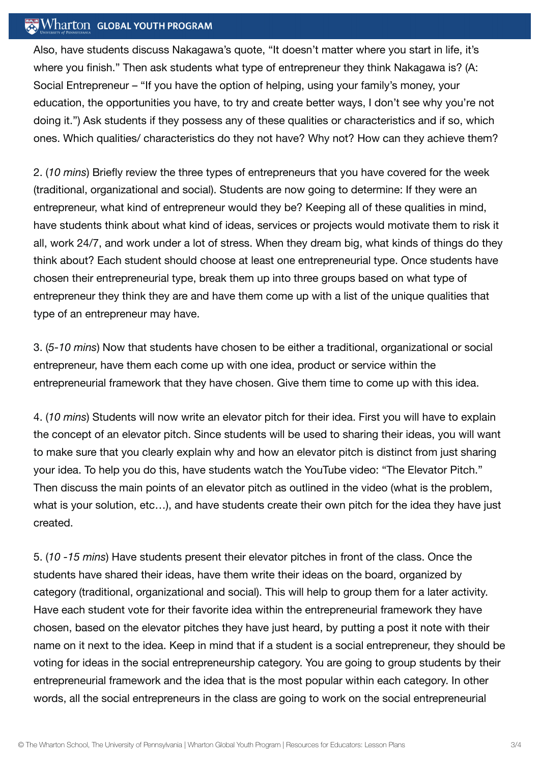Also, have students discuss Nakagawa's quote, "It doesn't matter where you start in life, it's where you finish." Then ask students what type of entrepreneur they think Nakagawa is? (A: Social Entrepreneur – "If you have the option of helping, using your family's money, your education, the opportunities you have, to try and create better ways, I don't see why you're not doing it.") Ask students if they possess any of these qualities or characteristics and if so, which ones. Which qualities/ characteristics do they not have? Why not? How can they achieve them?

2. (*10 mins*) Briefly review the three types of entrepreneurs that you have covered for the week (traditional, organizational and social). Students are now going to determine: If they were an entrepreneur, what kind of entrepreneur would they be? Keeping all of these qualities in mind, have students think about what kind of ideas, services or projects would motivate them to risk it all, work 24/7, and work under a lot of stress. When they dream big, what kinds of things do they think about? Each student should choose at least one entrepreneurial type. Once students have chosen their entrepreneurial type, break them up into three groups based on what type of entrepreneur they think they are and have them come up with a list of the unique qualities that type of an entrepreneur may have.

3. (*5-10 mins*) Now that students have chosen to be either a traditional, organizational or social entrepreneur, have them each come up with one idea, product or service within the entrepreneurial framework that they have chosen. Give them time to come up with this idea.

4. (*10 mins*) Students will now write an elevator pitch for their idea. First you will have to explain the concept of an elevator pitch. Since students will be used to sharing their ideas, you will want to make sure that you clearly explain why and how an elevator pitch is distinct from just sharing your idea. To help you do this, have students watch the YouTube video: "The Elevator Pitch." Then discuss the main points of an elevator pitch as outlined in the video (what is the problem, what is your solution, etc…), and have students create their own pitch for the idea they have just created.

5. (*10 -15 mins*) Have students present their elevator pitches in front of the class. Once the students have shared their ideas, have them write their ideas on the board, organized by category (traditional, organizational and social). This will help to group them for a later activity. Have each student vote for their favorite idea within the entrepreneurial framework they have chosen, based on the elevator pitches they have just heard, by putting a post it note with their name on it next to the idea. Keep in mind that if a student is a social entrepreneur, they should be voting for ideas in the social entrepreneurship category. You are going to group students by their entrepreneurial framework and the idea that is the most popular within each category. In other words, all the social entrepreneurs in the class are going to work on the social entrepreneurial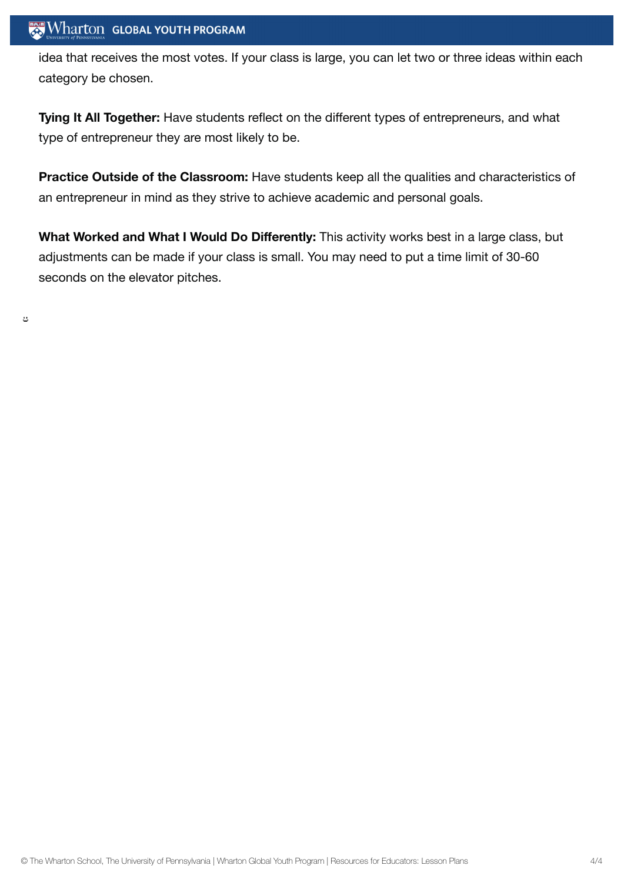idea that receives the most votes. If your class is large, you can let two or three ideas within each category be chosen.

**Tying It All Together:** Have students reflect on the different types of entrepreneurs, and what type of entrepreneur they are most likely to be.

**Practice Outside of the Classroom:** Have students keep all the qualities and characteristics of an entrepreneur in mind as they strive to achieve academic and personal goals.

**What Worked and What I Would Do Differently:** This activity works best in a large class, but adjustments can be made if your class is small. You may need to put a time limit of 30-60 seconds on the elevator pitches.